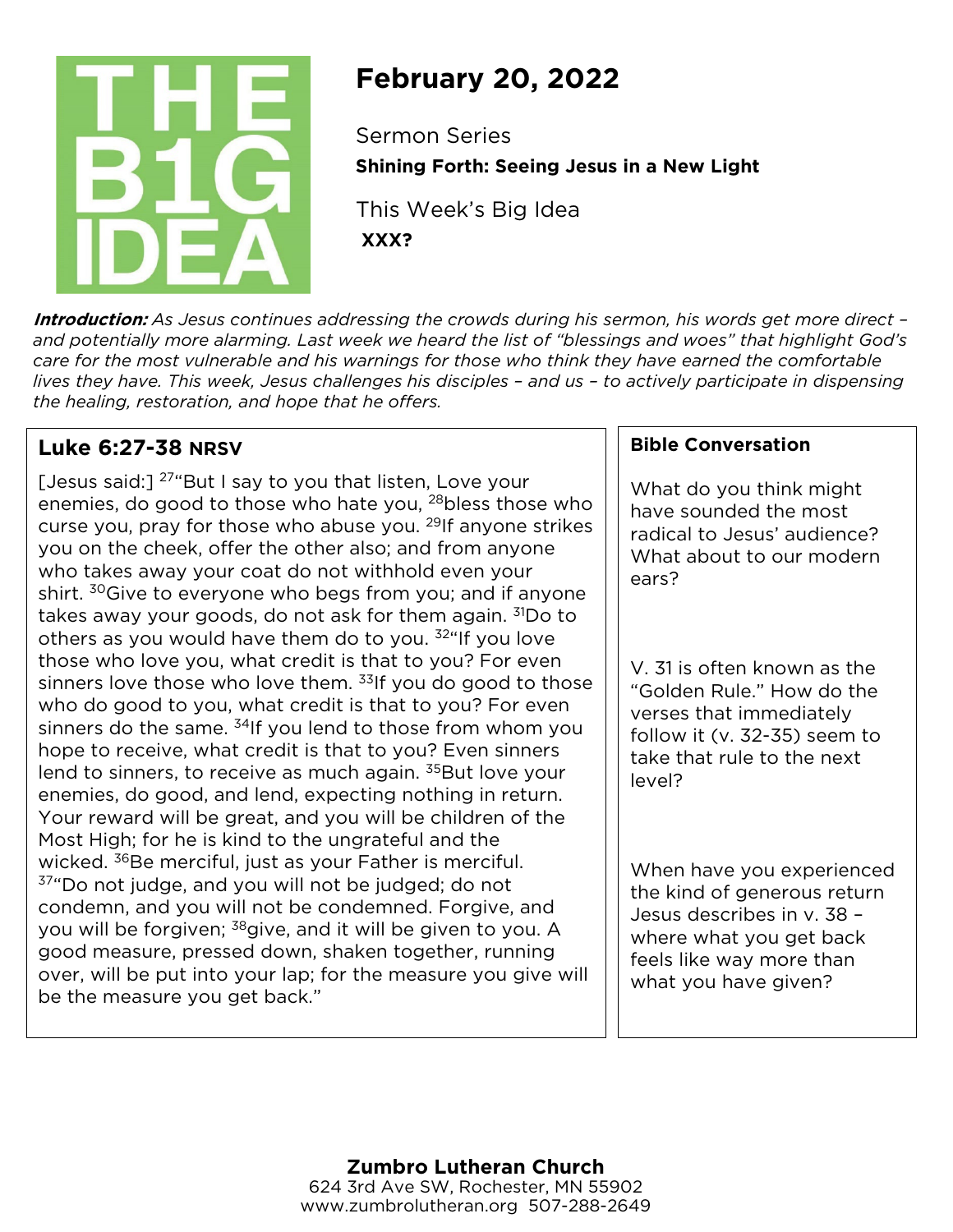THE B1G IDEA

# February 20, 2022

Sermon Series

**Shining Forth: Seeing Jesus in a New Light**

This Week's Big Idea

**XXX?**

***Introduction:*** *As Jesus continues addressing the crowds during his sermon, his words get more direct – and potentially more alarming. Last week we heard the list of "blessings and woes" that highlight God's care for the most vulnerable and his warnings for those who think they have earned the comfortable lives they have. This week, Jesus challenges his disciples – and us – to actively participate in dispensing the healing, restoration, and hope that he offers.*

## Luke 6:27-38 NRSV

[Jesus said:] [27]"But I say to you that listen, Love your enemies, do good to those who hate you, [28]bless those who curse you, pray for those who abuse you. [29]If anyone strikes you on the cheek, offer the other also; and from anyone who takes away your coat do not withhold even your shirt. [30]Give to everyone who begs from you; and if anyone takes away your goods, do not ask for them again. [31]Do to others as you would have them do to you. [32]"If you love those who love you, what credit is that to you? For even sinners love those who love them. [33]If you do good to those who do good to you, what credit is that to you? For even sinners do the same. [34]If you lend to those from whom you hope to receive, what credit is that to you? Even sinners lend to sinners, to receive as much again. [35]But love your enemies, do good, and lend, expecting nothing in return. Your reward will be great, and you will be children of the Most High; for he is kind to the ungrateful and the wicked. [36]Be merciful, just as your Father is merciful. [37]"Do not judge, and you will not be judged; do not condemn, and you will not be condemned. Forgive, and you will be forgiven; [38]give, and it will be given to you. A good measure, pressed down, shaken together, running over, will be put into your lap; for the measure you give will be the measure you get back."

## Bible Conversation

What do you think might have sounded the most radical to Jesus' audience? What about to our modern ears?

V. 31 is often known as the "Golden Rule." How do the verses that immediately follow it (v. 32-35) seem to take that rule to the next level?

When have you experienced the kind of generous return Jesus describes in v. 38 – where what you get back feels like way more than what you have given?

**Zumbro Lutheran Church**
624 3rd Ave SW, Rochester, MN 55902
www.zumbrolutheran.org 507-288-2649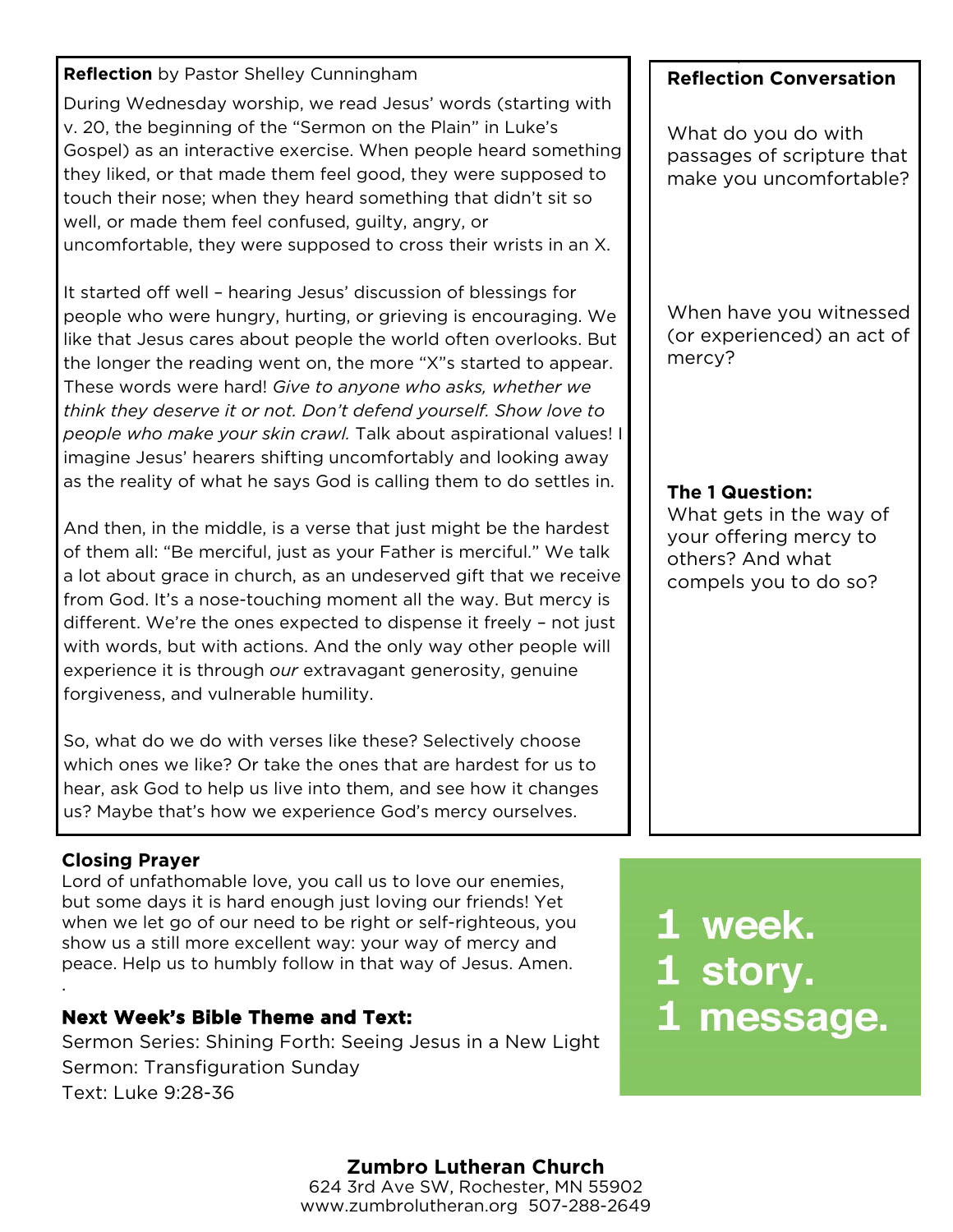**Reflection** by Pastor Shelley Cunningham

During Wednesday worship, we read Jesus' words (starting with v. 20, the beginning of the "Sermon on the Plain" in Luke's Gospel) as an interactive exercise. When people heard something they liked, or that made them feel good, they were supposed to touch their nose; when they heard something that didn't sit so well, or made them feel confused, guilty, angry, or uncomfortable, they were supposed to cross their wrists in an X.

It started off well – hearing Jesus' discussion of blessings for people who were hungry, hurting, or grieving is encouraging. We like that Jesus cares about people the world often overlooks. But the longer the reading went on, the more "X"s started to appear. These words were hard! *Give to anyone who asks, whether we think they deserve it or not. Don't defend yourself. Show love to people who make your skin crawl.* Talk about aspirational values! I imagine Jesus' hearers shifting uncomfortably and looking away as the reality of what he says God is calling them to do settles in.

And then, in the middle, is a verse that just might be the hardest of them all: "Be merciful, just as your Father is merciful." We talk a lot about grace in church, as an undeserved gift that we receive from God. It's a nose-touching moment all the way. But mercy is different. We're the ones expected to dispense it freely – not just with words, but with actions. And the only way other people will experience it is through *our* extravagant generosity, genuine forgiveness, and vulnerable humility.

So, what do we do with verses like these? Selectively choose which ones we like? Or take the ones that are hardest for us to hear, ask God to help us live into them, and see how it changes us? Maybe that's how we experience God's mercy ourselves.

**Reflection Conversation**

What do you do with passages of scripture that make you uncomfortable?

When have you witnessed (or experienced) an act of mercy?

**The 1 Question:**
What gets in the way of your offering mercy to others? And what compels you to do so?

**Closing Prayer**

Lord of unfathomable love, you call us to love our enemies, but some days it is hard enough just loving our friends! Yet when we let go of our need to be right or self-righteous, you show us a still more excellent way: your way of mercy and peace. Help us to humbly follow in that way of Jesus. Amen.

**Next Week's Bible Theme and Text:**

Sermon Series: Shining Forth: Seeing Jesus in a New Light
Sermon: Transfiguration Sunday
Text: Luke 9:28-36

**1 week.**
**1 story.**
**1 message.**

**Zumbro Lutheran Church**
624 3rd Ave SW, Rochester, MN 55902
www.zumbrolutheran.org 507-288-2649